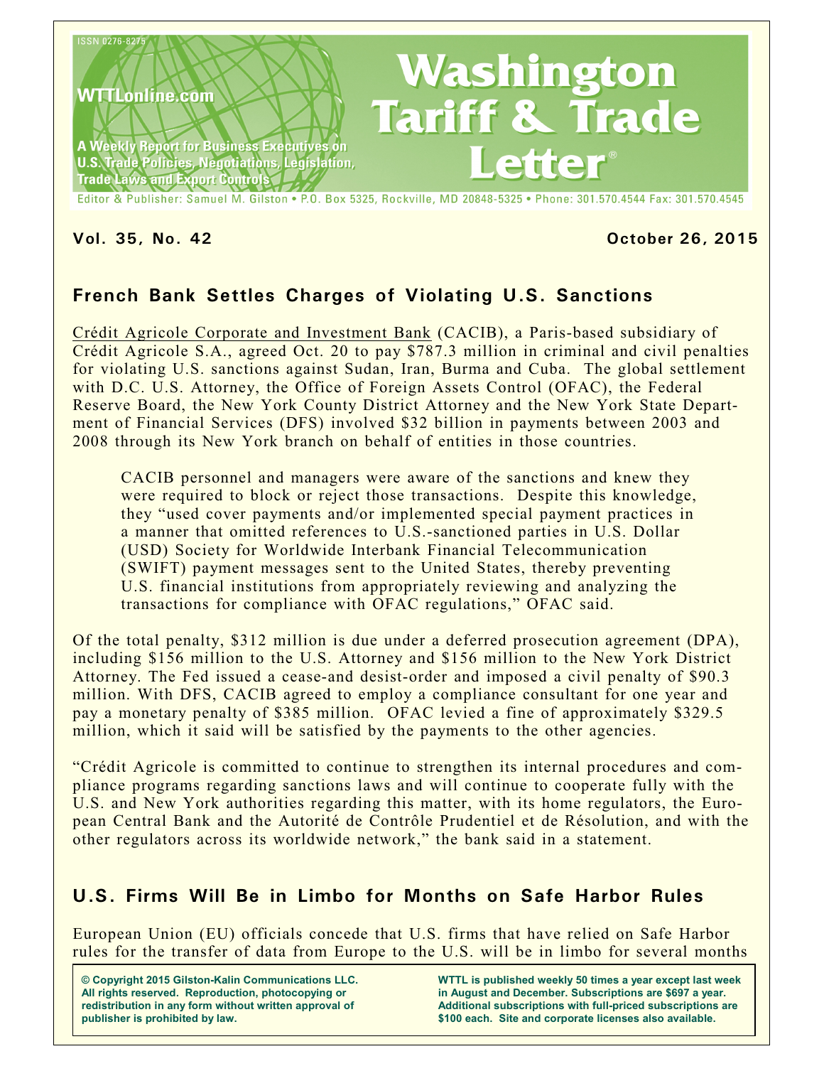ISSN 0276-8275

WTTLonline.com

A Weekly Report for Business Executives on U.S. Trade Policies, Negotiations, Legislation, Trade Laws and Export Controls

# Washington Tariff & Trade Letter®

Editor & Publisher: Samuel M. Gilston • P.O. Box 5325, Rockville, MD 20848-5325 • Phone: 301.570.4544 Fax: 301.570.4545

**Vol. 35, No. 42** **October 26, 2015**

## French Bank Settles Charges of Violating U.S. Sanctions

Crédit Agricole Corporate and Investment Bank (CACIB), a Paris-based subsidiary of Crédit Agricole S.A., agreed Oct. 20 to pay $787.3 million in criminal and civil penalties for violating U.S. sanctions against Sudan, Iran, Burma and Cuba. The global settlement with D.C. U.S. Attorney, the Office of Foreign Assets Control (OFAC), the Federal Reserve Board, the New York County District Attorney and the New York State Department of Financial Services (DFS) involved $32 billion in payments between 2003 and 2008 through its New York branch on behalf of entities in those countries.

> CACIB personnel and managers were aware of the sanctions and knew they were required to block or reject those transactions. Despite this knowledge, they "used cover payments and/or implemented special payment practices in a manner that omitted references to U.S.-sanctioned parties in U.S. Dollar (USD) Society for Worldwide Interbank Financial Telecommunication (SWIFT) payment messages sent to the United States, thereby preventing U.S. financial institutions from appropriately reviewing and analyzing the transactions for compliance with OFAC regulations," OFAC said.

Of the total penalty, $312 million is due under a deferred prosecution agreement (DPA), including $156 million to the U.S. Attorney and $156 million to the New York District Attorney. The Fed issued a cease-and desist-order and imposed a civil penalty of $90.3 million. With DFS, CACIB agreed to employ a compliance consultant for one year and pay a monetary penalty of $385 million. OFAC levied a fine of approximately $329.5 million, which it said will be satisfied by the payments to the other agencies.

"Crédit Agricole is committed to continue to strengthen its internal procedures and compliance programs regarding sanctions laws and will continue to cooperate fully with the U.S. and New York authorities regarding this matter, with its home regulators, the European Central Bank and the Autorité de Contrôle Prudentiel et de Résolution, and with the other regulators across its worldwide network," the bank said in a statement.

## U.S. Firms Will Be in Limbo for Months on Safe Harbor Rules

European Union (EU) officials concede that U.S. firms that have relied on Safe Harbor rules for the transfer of data from Europe to the U.S. will be in limbo for several months

**© Copyright 2015 Gilston-Kalin Communications LLC. All rights reserved. Reproduction, photocopying or redistribution in any form without written approval of publisher is prohibited by law.**

**WTTL is published weekly 50 times a year except last week in August and December. Subscriptions are $697 a year. Additional subscriptions with full-priced subscriptions are $100 each. Site and corporate licenses also available.**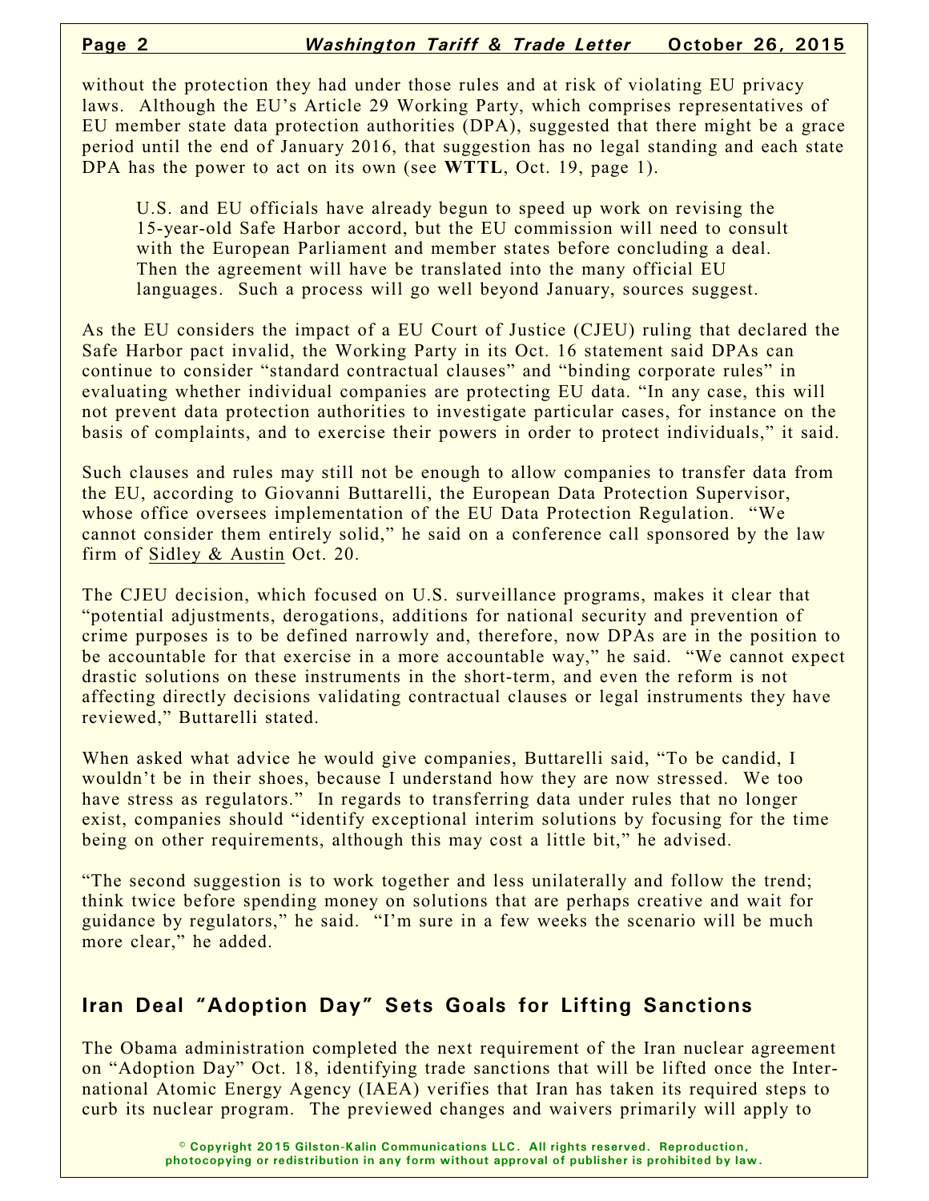without the protection they had under those rules and at risk of violating EU privacy laws. Although the EU's Article 29 Working Party, which comprises representatives of EU member state data protection authorities (DPA), suggested that there might be a grace period until the end of January 2016, that suggestion has no legal standing and each state DPA has the power to act on its own (see **WTTL**, Oct. 19, page 1).

> U.S. and EU officials have already begun to speed up work on revising the 15-year-old Safe Harbor accord, but the EU commission will need to consult with the European Parliament and member states before concluding a deal. Then the agreement will have be translated into the many official EU languages. Such a process will go well beyond January, sources suggest.

As the EU considers the impact of a EU Court of Justice (CJEU) ruling that declared the Safe Harbor pact invalid, the Working Party in its Oct. 16 statement said DPAs can continue to consider "standard contractual clauses" and "binding corporate rules" in evaluating whether individual companies are protecting EU data. "In any case, this will not prevent data protection authorities to investigate particular cases, for instance on the basis of complaints, and to exercise their powers in order to protect individuals," it said.

Such clauses and rules may still not be enough to allow companies to transfer data from the EU, according to Giovanni Buttarelli, the European Data Protection Supervisor, whose office oversees implementation of the EU Data Protection Regulation. "We cannot consider them entirely solid," he said on a conference call sponsored by the law firm of Sidley & Austin Oct. 20.

The CJEU decision, which focused on U.S. surveillance programs, makes it clear that "potential adjustments, derogations, additions for national security and prevention of crime purposes is to be defined narrowly and, therefore, now DPAs are in the position to be accountable for that exercise in a more accountable way," he said. "We cannot expect drastic solutions on these instruments in the short-term, and even the reform is not affecting directly decisions validating contractual clauses or legal instruments they have reviewed," Buttarelli stated.

When asked what advice he would give companies, Buttarelli said, "To be candid, I wouldn't be in their shoes, because I understand how they are now stressed. We too have stress as regulators." In regards to transferring data under rules that no longer exist, companies should "identify exceptional interim solutions by focusing for the time being on other requirements, although this may cost a little bit," he advised.

"The second suggestion is to work together and less unilaterally and follow the trend; think twice before spending money on solutions that are perhaps creative and wait for guidance by regulators," he said. "I'm sure in a few weeks the scenario will be much more clear," he added.

## Iran Deal "Adoption Day" Sets Goals for Lifting Sanctions

The Obama administration completed the next requirement of the Iran nuclear agreement on "Adoption Day" Oct. 18, identifying trade sanctions that will be lifted once the International Atomic Energy Agency (IAEA) verifies that Iran has taken its required steps to curb its nuclear program. The previewed changes and waivers primarily will apply to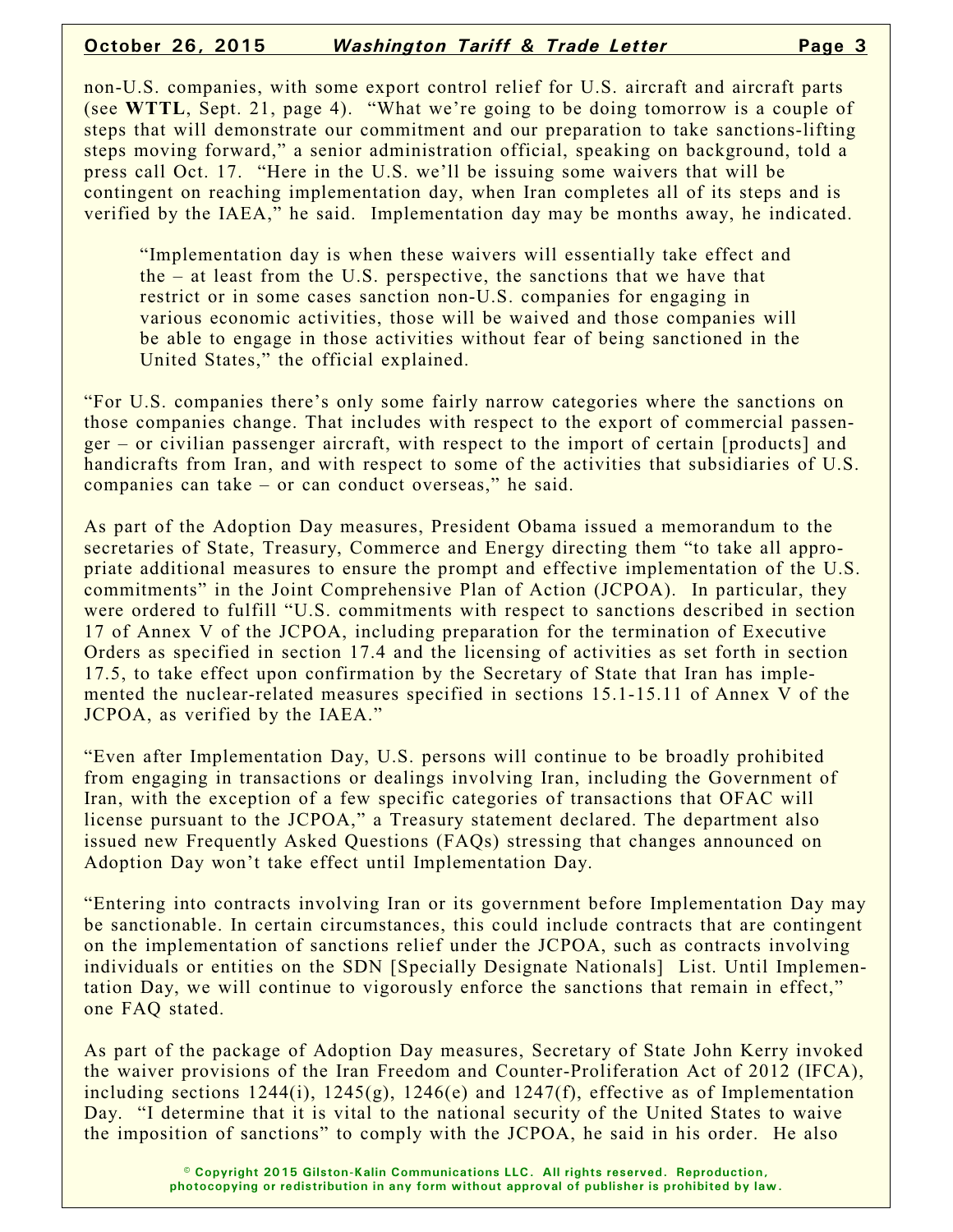non-U.S. companies, with some export control relief for U.S. aircraft and aircraft parts (see **WTTL**, Sept. 21, page 4). "What we're going to be doing tomorrow is a couple of steps that will demonstrate our commitment and our preparation to take sanctions-lifting steps moving forward," a senior administration official, speaking on background, told a press call Oct. 17. "Here in the U.S. we'll be issuing some waivers that will be contingent on reaching implementation day, when Iran completes all of its steps and is verified by the IAEA," he said. Implementation day may be months away, he indicated.

> "Implementation day is when these waivers will essentially take effect and the – at least from the U.S. perspective, the sanctions that we have that restrict or in some cases sanction non-U.S. companies for engaging in various economic activities, those will be waived and those companies will be able to engage in those activities without fear of being sanctioned in the United States," the official explained.

"For U.S. companies there's only some fairly narrow categories where the sanctions on those companies change. That includes with respect to the export of commercial passenger – or civilian passenger aircraft, with respect to the import of certain [products] and handicrafts from Iran, and with respect to some of the activities that subsidiaries of U.S. companies can take – or can conduct overseas," he said.

As part of the Adoption Day measures, President Obama issued a memorandum to the secretaries of State, Treasury, Commerce and Energy directing them "to take all appropriate additional measures to ensure the prompt and effective implementation of the U.S. commitments" in the Joint Comprehensive Plan of Action (JCPOA). In particular, they were ordered to fulfill "U.S. commitments with respect to sanctions described in section 17 of Annex V of the JCPOA, including preparation for the termination of Executive Orders as specified in section 17.4 and the licensing of activities as set forth in section 17.5, to take effect upon confirmation by the Secretary of State that Iran has implemented the nuclear-related measures specified in sections 15.1-15.11 of Annex V of the JCPOA, as verified by the IAEA."

"Even after Implementation Day, U.S. persons will continue to be broadly prohibited from engaging in transactions or dealings involving Iran, including the Government of Iran, with the exception of a few specific categories of transactions that OFAC will license pursuant to the JCPOA," a Treasury statement declared. The department also issued new Frequently Asked Questions (FAQs) stressing that changes announced on Adoption Day won't take effect until Implementation Day.

"Entering into contracts involving Iran or its government before Implementation Day may be sanctionable. In certain circumstances, this could include contracts that are contingent on the implementation of sanctions relief under the JCPOA, such as contracts involving individuals or entities on the SDN [Specially Designate Nationals] List. Until Implementation Day, we will continue to vigorously enforce the sanctions that remain in effect," one FAQ stated.

As part of the package of Adoption Day measures, Secretary of State John Kerry invoked the waiver provisions of the Iran Freedom and Counter-Proliferation Act of 2012 (IFCA), including sections 1244(i), 1245(g), 1246(e) and 1247(f), effective as of Implementation Day. "I determine that it is vital to the national security of the United States to waive the imposition of sanctions" to comply with the JCPOA, he said in his order. He also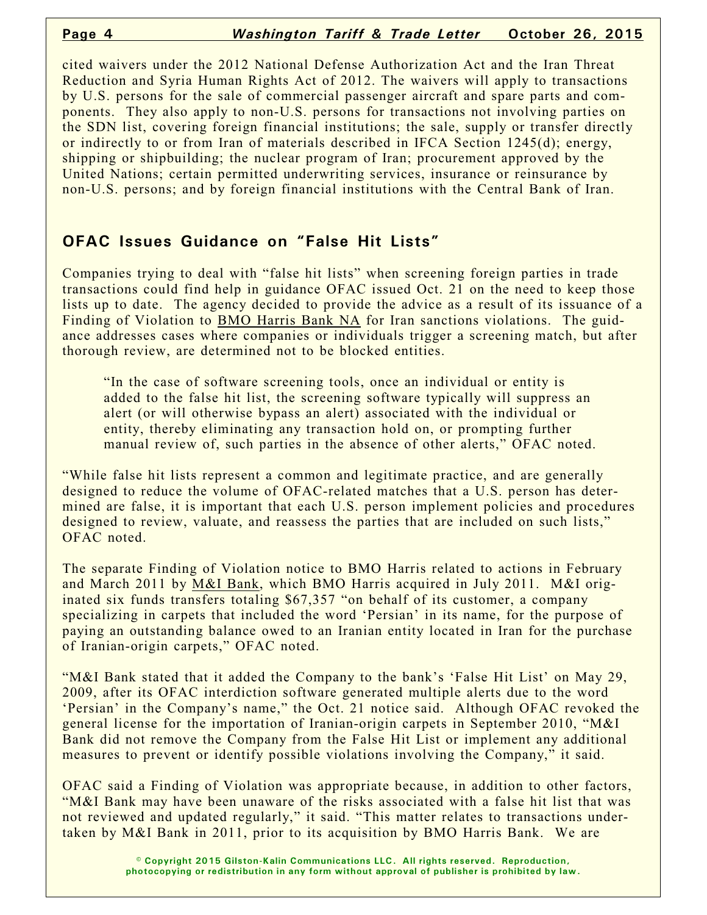cited waivers under the 2012 National Defense Authorization Act and the Iran Threat Reduction and Syria Human Rights Act of 2012. The waivers will apply to transactions by U.S. persons for the sale of commercial passenger aircraft and spare parts and components. They also apply to non-U.S. persons for transactions not involving parties on the SDN list, covering foreign financial institutions; the sale, supply or transfer directly or indirectly to or from Iran of materials described in IFCA Section 1245(d); energy, shipping or shipbuilding; the nuclear program of Iran; procurement approved by the United Nations; certain permitted underwriting services, insurance or reinsurance by non-U.S. persons; and by foreign financial institutions with the Central Bank of Iran.

## OFAC Issues Guidance on "False Hit Lists"

Companies trying to deal with "false hit lists" when screening foreign parties in trade transactions could find help in guidance OFAC issued Oct. 21 on the need to keep those lists up to date. The agency decided to provide the advice as a result of its issuance of a Finding of Violation to BMO Harris Bank NA for Iran sanctions violations. The guidance addresses cases where companies or individuals trigger a screening match, but after thorough review, are determined not to be blocked entities.

> "In the case of software screening tools, once an individual or entity is added to the false hit list, the screening software typically will suppress an alert (or will otherwise bypass an alert) associated with the individual or entity, thereby eliminating any transaction hold on, or prompting further manual review of, such parties in the absence of other alerts," OFAC noted.

"While false hit lists represent a common and legitimate practice, and are generally designed to reduce the volume of OFAC-related matches that a U.S. person has determined are false, it is important that each U.S. person implement policies and procedures designed to review, valuate, and reassess the parties that are included on such lists," OFAC noted.

The separate Finding of Violation notice to BMO Harris related to actions in February and March 2011 by M&I Bank, which BMO Harris acquired in July 2011. M&I originated six funds transfers totaling $67,357 "on behalf of its customer, a company specializing in carpets that included the word 'Persian' in its name, for the purpose of paying an outstanding balance owed to an Iranian entity located in Iran for the purchase of Iranian-origin carpets," OFAC noted.

"M&I Bank stated that it added the Company to the bank's 'False Hit List' on May 29, 2009, after its OFAC interdiction software generated multiple alerts due to the word 'Persian' in the Company's name," the Oct. 21 notice said. Although OFAC revoked the general license for the importation of Iranian-origin carpets in September 2010, "M&I Bank did not remove the Company from the False Hit List or implement any additional measures to prevent or identify possible violations involving the Company," it said.

OFAC said a Finding of Violation was appropriate because, in addition to other factors, "M&I Bank may have been unaware of the risks associated with a false hit list that was not reviewed and updated regularly," it said. "This matter relates to transactions undertaken by M&I Bank in 2011, prior to its acquisition by BMO Harris Bank. We are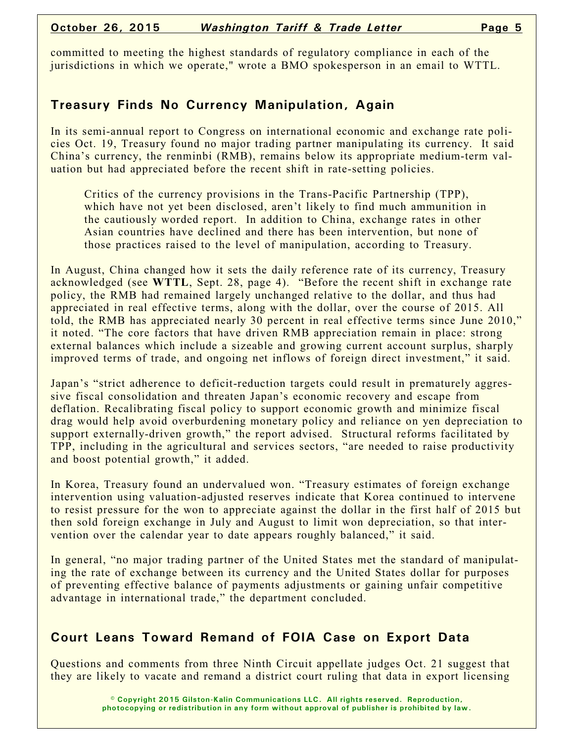committed to meeting the highest standards of regulatory compliance in each of the jurisdictions in which we operate," wrote a BMO spokesperson in an email to WTTL.

## Treasury Finds No Currency Manipulation, Again

In its semi-annual report to Congress on international economic and exchange rate policies Oct. 19, Treasury found no major trading partner manipulating its currency. It said China's currency, the renminbi (RMB), remains below its appropriate medium-term valuation but had appreciated before the recent shift in rate-setting policies.

> Critics of the currency provisions in the Trans-Pacific Partnership (TPP), which have not yet been disclosed, aren't likely to find much ammunition in the cautiously worded report. In addition to China, exchange rates in other Asian countries have declined and there has been intervention, but none of those practices raised to the level of manipulation, according to Treasury.

In August, China changed how it sets the daily reference rate of its currency, Treasury acknowledged (see **WTTL**, Sept. 28, page 4). "Before the recent shift in exchange rate policy, the RMB had remained largely unchanged relative to the dollar, and thus had appreciated in real effective terms, along with the dollar, over the course of 2015. All told, the RMB has appreciated nearly 30 percent in real effective terms since June 2010," it noted. "The core factors that have driven RMB appreciation remain in place: strong external balances which include a sizeable and growing current account surplus, sharply improved terms of trade, and ongoing net inflows of foreign direct investment," it said.

Japan's "strict adherence to deficit-reduction targets could result in prematurely aggressive fiscal consolidation and threaten Japan's economic recovery and escape from deflation. Recalibrating fiscal policy to support economic growth and minimize fiscal drag would help avoid overburdening monetary policy and reliance on yen depreciation to support externally-driven growth," the report advised. Structural reforms facilitated by TPP, including in the agricultural and services sectors, "are needed to raise productivity and boost potential growth," it added.

In Korea, Treasury found an undervalued won. "Treasury estimates of foreign exchange intervention using valuation-adjusted reserves indicate that Korea continued to intervene to resist pressure for the won to appreciate against the dollar in the first half of 2015 but then sold foreign exchange in July and August to limit won depreciation, so that intervention over the calendar year to date appears roughly balanced," it said.

In general, "no major trading partner of the United States met the standard of manipulating the rate of exchange between its currency and the United States dollar for purposes of preventing effective balance of payments adjustments or gaining unfair competitive advantage in international trade," the department concluded.

## Court Leans Toward Remand of FOIA Case on Export Data

Questions and comments from three Ninth Circuit appellate judges Oct. 21 suggest that they are likely to vacate and remand a district court ruling that data in export licensing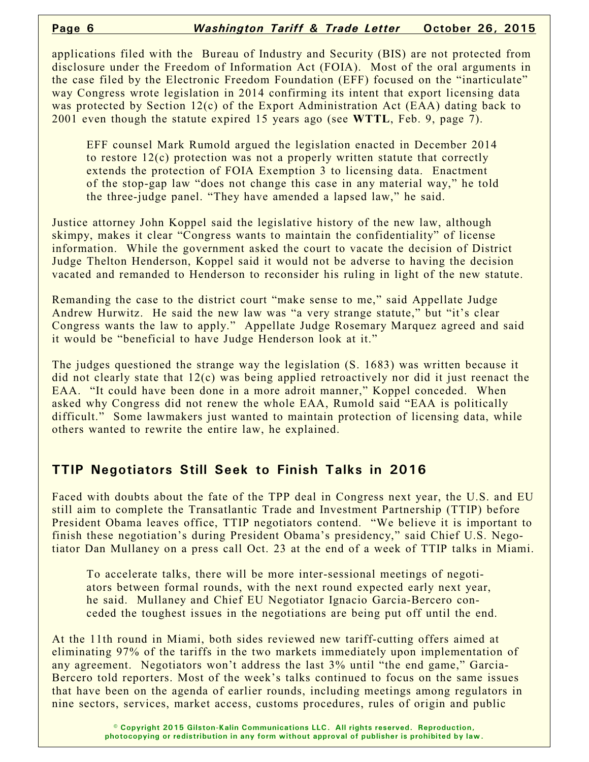applications filed with the Bureau of Industry and Security (BIS) are not protected from disclosure under the Freedom of Information Act (FOIA). Most of the oral arguments in the case filed by the Electronic Freedom Foundation (EFF) focused on the "inarticulate" way Congress wrote legislation in 2014 confirming its intent that export licensing data was protected by Section 12(c) of the Export Administration Act (EAA) dating back to 2001 even though the statute expired 15 years ago (see **WTTL**, Feb. 9, page 7).

EFF counsel Mark Rumold argued the legislation enacted in December 2014 to restore 12(c) protection was not a properly written statute that correctly extends the protection of FOIA Exemption 3 to licensing data. Enactment of the stop-gap law "does not change this case in any material way," he told the three-judge panel. "They have amended a lapsed law," he said.

Justice attorney John Koppel said the legislative history of the new law, although skimpy, makes it clear "Congress wants to maintain the confidentiality" of license information. While the government asked the court to vacate the decision of District Judge Thelton Henderson, Koppel said it would not be adverse to having the decision vacated and remanded to Henderson to reconsider his ruling in light of the new statute.

Remanding the case to the district court "make sense to me," said Appellate Judge Andrew Hurwitz. He said the new law was "a very strange statute," but "it's clear Congress wants the law to apply." Appellate Judge Rosemary Marquez agreed and said it would be "beneficial to have Judge Henderson look at it."

The judges questioned the strange way the legislation (S. 1683) was written because it did not clearly state that 12(c) was being applied retroactively nor did it just reenact the EAA. "It could have been done in a more adroit manner," Koppel conceded. When asked why Congress did not renew the whole EAA, Rumold said "EAA is politically difficult." Some lawmakers just wanted to maintain protection of licensing data, while others wanted to rewrite the entire law, he explained.

## TTIP Negotiators Still Seek to Finish Talks in 2016

Faced with doubts about the fate of the TPP deal in Congress next year, the U.S. and EU still aim to complete the Transatlantic Trade and Investment Partnership (TTIP) before President Obama leaves office, TTIP negotiators contend. "We believe it is important to finish these negotiation's during President Obama's presidency," said Chief U.S. Negotiator Dan Mullaney on a press call Oct. 23 at the end of a week of TTIP talks in Miami.

To accelerate talks, there will be more inter-sessional meetings of negotiators between formal rounds, with the next round expected early next year, he said. Mullaney and Chief EU Negotiator Ignacio Garcia-Bercero conceded the toughest issues in the negotiations are being put off until the end.

At the 11th round in Miami, both sides reviewed new tariff-cutting offers aimed at eliminating 97% of the tariffs in the two markets immediately upon implementation of any agreement. Negotiators won't address the last 3% until "the end game," Garcia-Bercero told reporters. Most of the week's talks continued to focus on the same issues that have been on the agenda of earlier rounds, including meetings among regulators in nine sectors, services, market access, customs procedures, rules of origin and public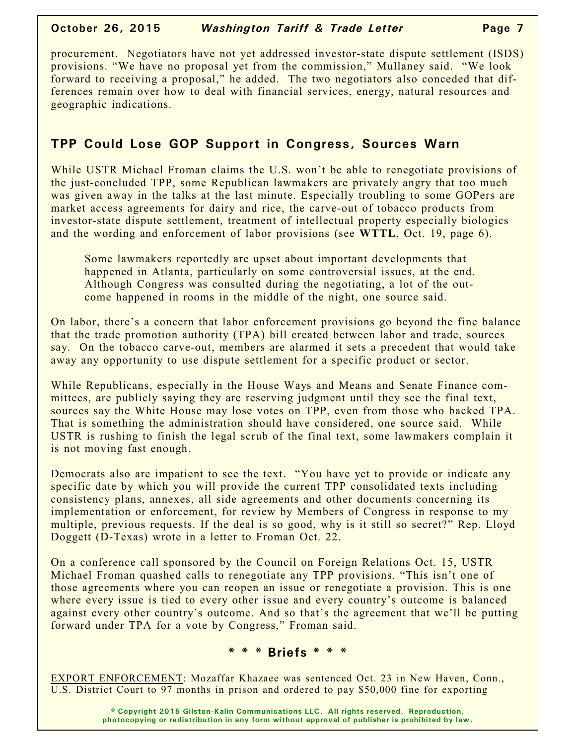procurement. Negotiators have not yet addressed investor-state dispute settlement (ISDS) provisions. "We have no proposal yet from the commission," Mullaney said. "We look forward to receiving a proposal," he added. The two negotiators also conceded that differences remain over how to deal with financial services, energy, natural resources and geographic indications.

## TPP Could Lose GOP Support in Congress, Sources Warn

While USTR Michael Froman claims the U.S. won't be able to renegotiate provisions of the just-concluded TPP, some Republican lawmakers are privately angry that too much was given away in the talks at the last minute. Especially troubling to some GOPers are market access agreements for dairy and rice, the carve-out of tobacco products from investor-state dispute settlement, treatment of intellectual property especially biologics and the wording and enforcement of labor provisions (see **WTTL**, Oct. 19, page 6).

> Some lawmakers reportedly are upset about important developments that happened in Atlanta, particularly on some controversial issues, at the end. Although Congress was consulted during the negotiating, a lot of the outcome happened in rooms in the middle of the night, one source said.

On labor, there's a concern that labor enforcement provisions go beyond the fine balance that the trade promotion authority (TPA) bill created between labor and trade, sources say. On the tobacco carve-out, members are alarmed it sets a precedent that would take away any opportunity to use dispute settlement for a specific product or sector.

While Republicans, especially in the House Ways and Means and Senate Finance committees, are publicly saying they are reserving judgment until they see the final text, sources say the White House may lose votes on TPP, even from those who backed TPA. That is something the administration should have considered, one source said. While USTR is rushing to finish the legal scrub of the final text, some lawmakers complain it is not moving fast enough.

Democrats also are impatient to see the text. "You have yet to provide or indicate any specific date by which you will provide the current TPP consolidated texts including consistency plans, annexes, all side agreements and other documents concerning its implementation or enforcement, for review by Members of Congress in response to my multiple, previous requests. If the deal is so good, why is it still so secret?" Rep. Lloyd Doggett (D-Texas) wrote in a letter to Froman Oct. 22.

On a conference call sponsored by the Council on Foreign Relations Oct. 15, USTR Michael Froman quashed calls to renegotiate any TPP provisions. "This isn't one of those agreements where you can reopen an issue or renegotiate a provision. This is one where every issue is tied to every other issue and every country's outcome is balanced against every other country's outcome. And so that's the agreement that we'll be putting forward under TPA for a vote by Congress," Froman said.

## * * * Briefs * * *

EXPORT ENFORCEMENT: Mozaffar Khazaee was sentenced Oct. 23 in New Haven, Conn., U.S. District Court to 97 months in prison and ordered to pay $50,000 fine for exporting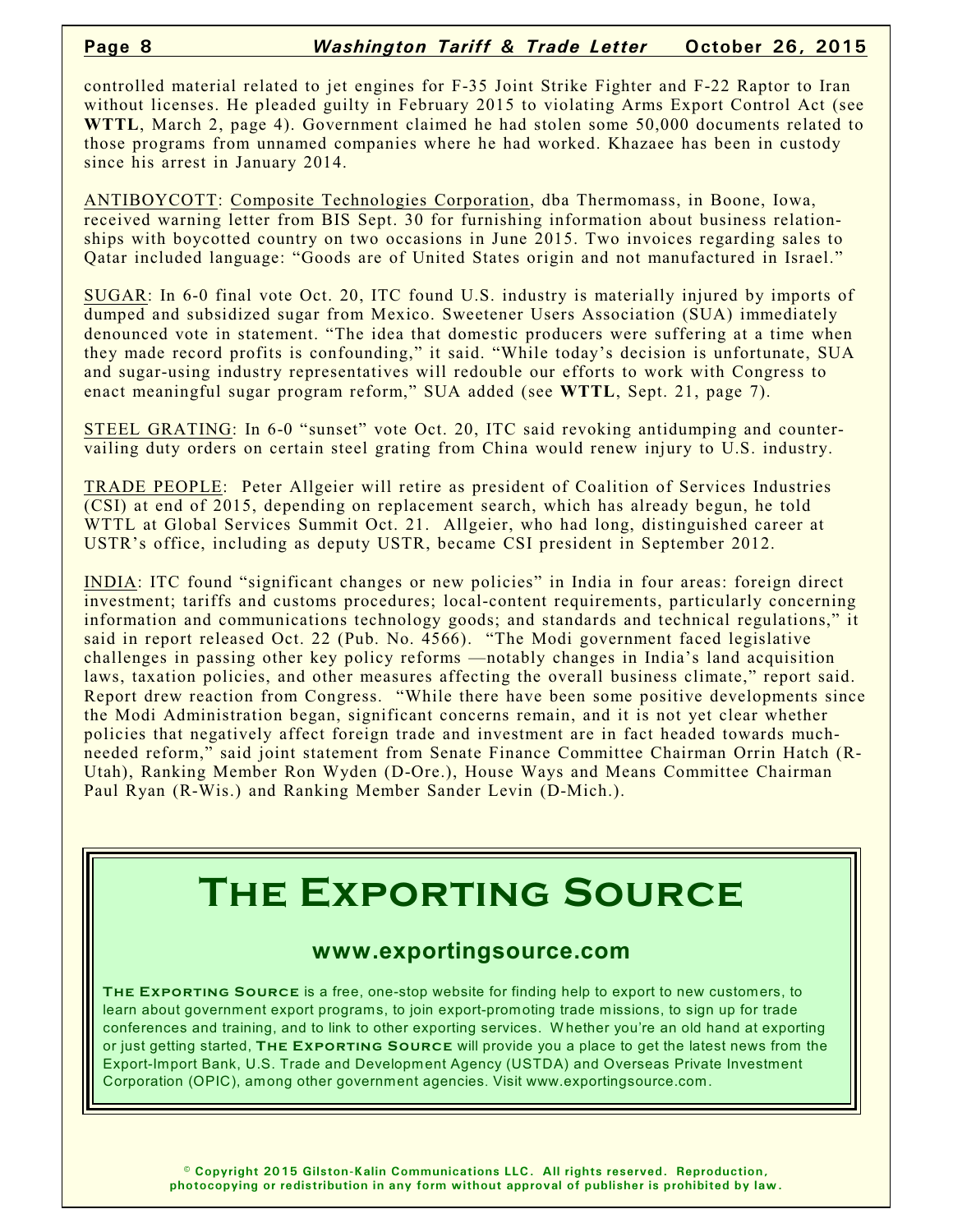controlled material related to jet engines for F-35 Joint Strike Fighter and F-22 Raptor to Iran without licenses. He pleaded guilty in February 2015 to violating Arms Export Control Act (see **WTTL**, March 2, page 4). Government claimed he had stolen some 50,000 documents related to those programs from unnamed companies where he had worked. Khazaee has been in custody since his arrest in January 2014.

ANTIBOYCOTT: Composite Technologies Corporation, dba Thermomass, in Boone, Iowa, received warning letter from BIS Sept. 30 for furnishing information about business relationships with boycotted country on two occasions in June 2015. Two invoices regarding sales to Qatar included language: "Goods are of United States origin and not manufactured in Israel."

SUGAR: In 6-0 final vote Oct. 20, ITC found U.S. industry is materially injured by imports of dumped and subsidized sugar from Mexico. Sweetener Users Association (SUA) immediately denounced vote in statement. "The idea that domestic producers were suffering at a time when they made record profits is confounding," it said. "While today's decision is unfortunate, SUA and sugar-using industry representatives will redouble our efforts to work with Congress to enact meaningful sugar program reform," SUA added (see **WTTL**, Sept. 21, page 7).

STEEL GRATING: In 6-0 "sunset" vote Oct. 20, ITC said revoking antidumping and countervailing duty orders on certain steel grating from China would renew injury to U.S. industry.

TRADE PEOPLE: Peter Allgeier will retire as president of Coalition of Services Industries (CSI) at end of 2015, depending on replacement search, which has already begun, he told WTTL at Global Services Summit Oct. 21. Allgeier, who had long, distinguished career at USTR's office, including as deputy USTR, became CSI president in September 2012.

INDIA: ITC found "significant changes or new policies" in India in four areas: foreign direct investment; tariffs and customs procedures; local-content requirements, particularly concerning information and communications technology goods; and standards and technical regulations," it said in report released Oct. 22 (Pub. No. 4566). "The Modi government faced legislative challenges in passing other key policy reforms —notably changes in India's land acquisition laws, taxation policies, and other measures affecting the overall business climate," report said. Report drew reaction from Congress. "While there have been some positive developments since the Modi Administration began, significant concerns remain, and it is not yet clear whether policies that negatively affect foreign trade and investment are in fact headed towards much-needed reform," said joint statement from Senate Finance Committee Chairman Orrin Hatch (R-Utah), Ranking Member Ron Wyden (D-Ore.), House Ways and Means Committee Chairman Paul Ryan (R-Wis.) and Ranking Member Sander Levin (D-Mich.).

# The Exporting Source

## www.exportingsource.com

**The Exporting Source** is a free, one-stop website for finding help to export to new customers, to learn about government export programs, to join export-promoting trade missions, to sign up for trade conferences and training, and to link to other exporting services. Whether you're an old hand at exporting or just getting started, **The Exporting Source** will provide you a place to get the latest news from the Export-Import Bank, U.S. Trade and Development Agency (USTDA) and Overseas Private Investment Corporation (OPIC), among other government agencies. Visit www.exportingsource.com.

**© Copyright 2015 Gilston-Kalin Communications LLC. All rights reserved. Reproduction, photocopying or redistribution in any form without approval of publisher is prohibited by law.**